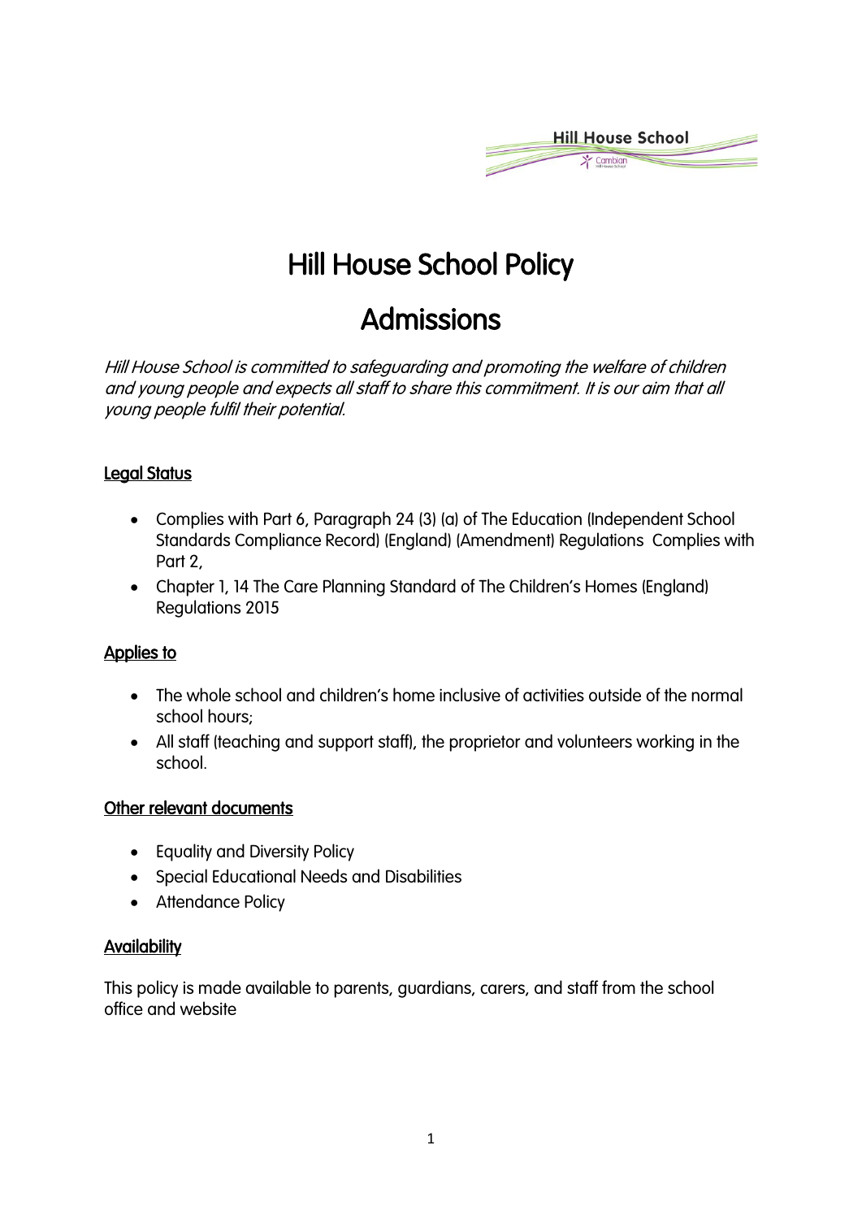# Hill House School Policy

# Admissions

*Hill House School is committed to safeguarding and promoting the welfare of children and young people and expects all staff to share this commitment. It is our aim that all young people fulfil their potential.*

## Legal Status

- Complies with Part 6, Paragraph 24 (3) (a) of The Education (Independent School Standards Compliance Record) (England) (Amendment) Regulations Complies with Part 2,
- Chapter 1, 14 The Care Planning Standard of The Children's Homes (England) Regulations 2015

## Applies to

- The whole school and children's home inclusive of activities outside of the normal school hours;
- All staff (teaching and support staff), the proprietor and volunteers working in the school.

## Other relevant documents

- Equality and Diversity Policy
- Special Educational Needs and Disabilities
- Attendance Policy

## Availability

This policy is made available to parents, guardians, carers, and staff from the school office and website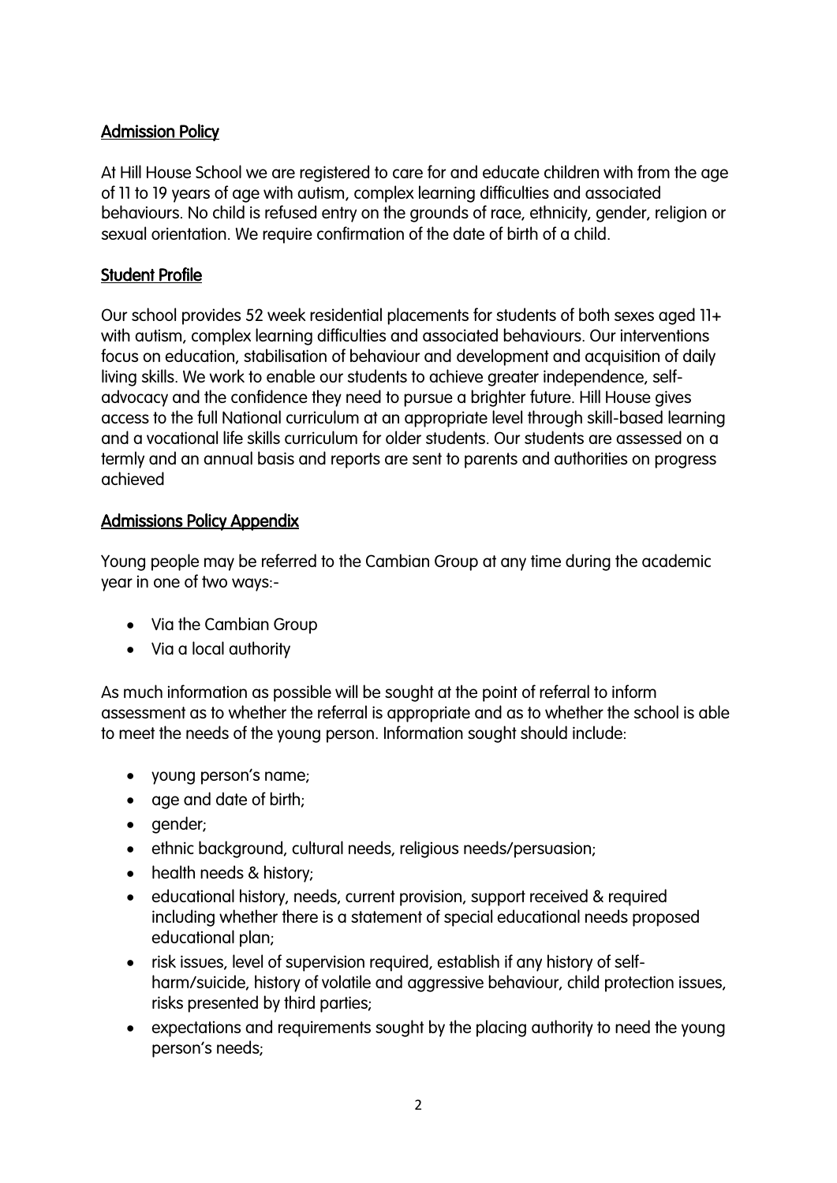## Admission Policy

At Hill House School we are registered to care for and educate children with from the age of 11 to 19 years of age with autism, complex learning difficulties and associated behaviours. No child is refused entry on the grounds of race, ethnicity, gender, religion or sexual orientation. We require confirmation of the date of birth of a child.

## Student Profile

Our school provides 52 week residential placements for students of both sexes aged 11+ with autism, complex learning difficulties and associated behaviours. Our interventions focus on education, stabilisation of behaviour and development and acquisition of daily living skills. We work to enable our students to achieve greater independence, self-advocacy and the confidence they need to pursue a brighter future. Hill House gives access to the full National curriculum at an appropriate level through skill-based learning and a vocational life skills curriculum for older students. Our students are assessed on a termly and an annual basis and reports are sent to parents and authorities on progress achieved

## Admissions Policy Appendix

Young people may be referred to the Cambian Group at any time during the academic year in one of two ways:-

- Via the Cambian Group
- Via a local authority

As much information as possible will be sought at the point of referral to inform assessment as to whether the referral is appropriate and as to whether the school is able to meet the needs of the young person. Information sought should include:

- young person's name;
- age and date of birth;
- gender;
- ethnic background, cultural needs, religious needs/persuasion;
- health needs & history;
- educational history, needs, current provision, support received & required including whether there is a statement of special educational needs proposed educational plan;
- risk issues, level of supervision required, establish if any history of self-harm/suicide, history of volatile and aggressive behaviour, child protection issues, risks presented by third parties;
- expectations and requirements sought by the placing authority to need the young person's needs;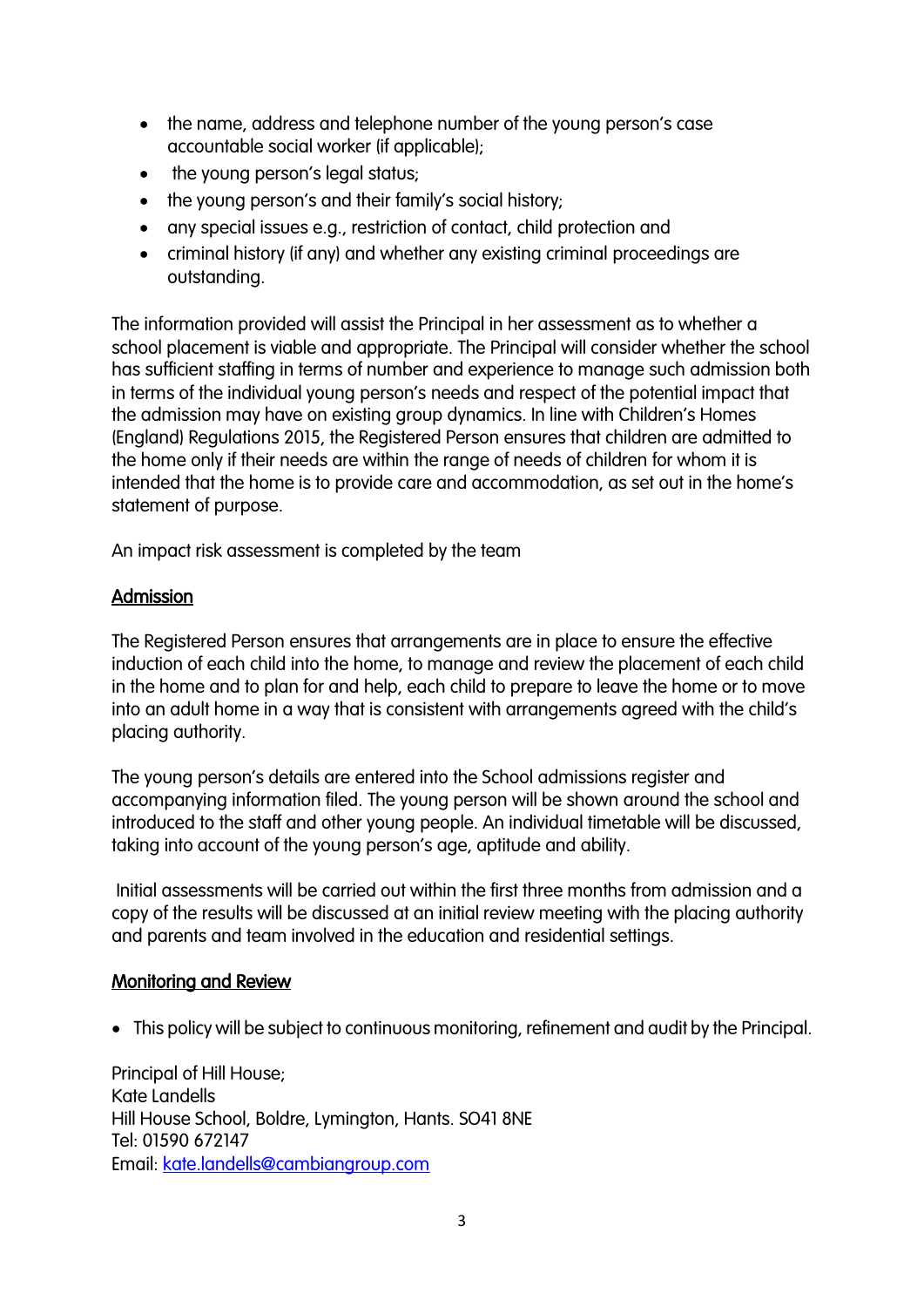- the name, address and telephone number of the young person's case accountable social worker (if applicable);
- the young person's legal status;
- the young person's and their family's social history;
- any special issues e.g., restriction of contact, child protection and
- criminal history (if any) and whether any existing criminal proceedings are outstanding.

The information provided will assist the Principal in her assessment as to whether a school placement is viable and appropriate. The Principal will consider whether the school has sufficient staffing in terms of number and experience to manage such admission both in terms of the individual young person's needs and respect of the potential impact that the admission may have on existing group dynamics. In line with Children's Homes (England) Regulations 2015, the Registered Person ensures that children are admitted to the home only if their needs are within the range of needs of children for whom it is intended that the home is to provide care and accommodation, as set out in the home's statement of purpose.

An impact risk assessment is completed by the team

## Admission

The Registered Person ensures that arrangements are in place to ensure the effective induction of each child into the home, to manage and review the placement of each child in the home and to plan for and help, each child to prepare to leave the home or to move into an adult home in a way that is consistent with arrangements agreed with the child's placing authority.

The young person's details are entered into the School admissions register and accompanying information filed. The young person will be shown around the school and introduced to the staff and other young people. An individual timetable will be discussed, taking into account of the young person's age, aptitude and ability.

Initial assessments will be carried out within the first three months from admission and a copy of the results will be discussed at an initial review meeting with the placing authority and parents and team involved in the education and residential settings.

## Monitoring and Review

- This policy will be subject to continuous monitoring, refinement and audit by the Principal.

Principal of Hill House;
Kate Landells
Hill House School, Boldre, Lymington, Hants. SO41 8NE
Tel: 01590 672147
Email: kate.landells@cambiangroup.com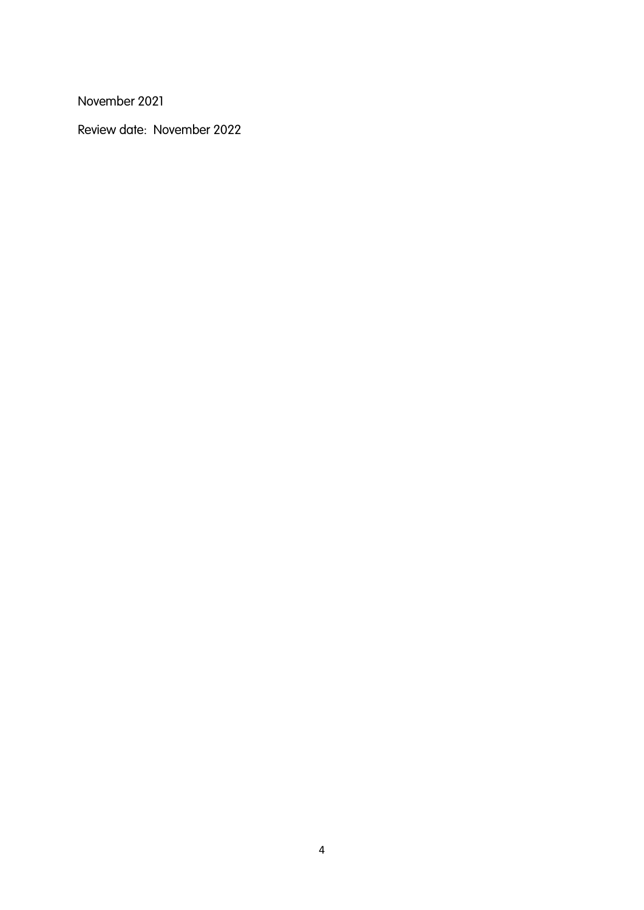November 2021

Review date: November 2022